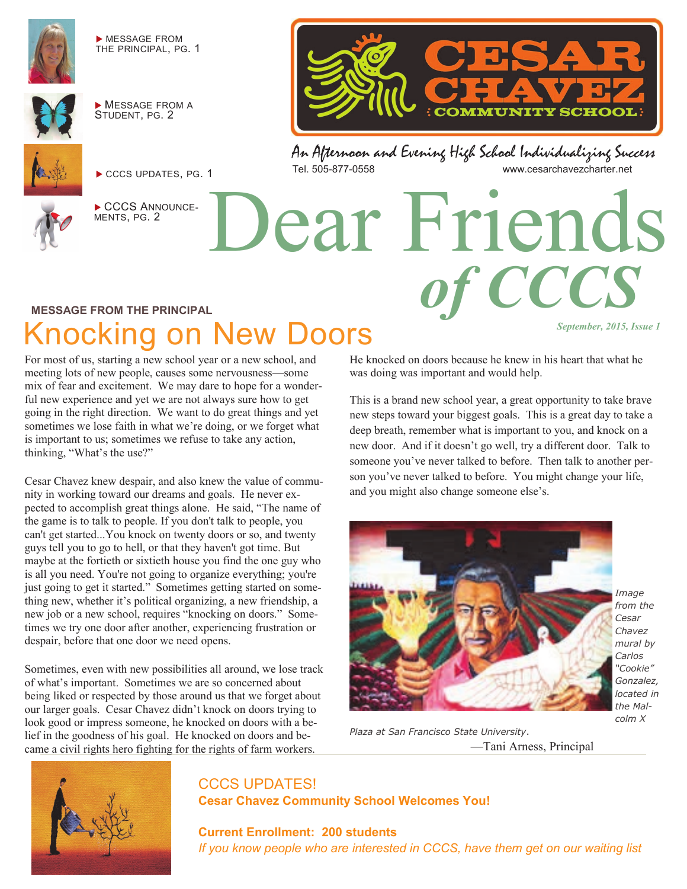▶ MESSAGE FROM THE PRINCIPAL, PG. 1

▶ MESSAGE FROM A STUDENT, PG. 2

▶ CCCS UPDATES, PG. 1

▶ CCCS ANNOUNCEMENTS, PG. 2

# CESAR CHAVEZ COMMUNITY SCHOOL

*An Afternoon and Evening High School Individualizing Success*

Tel. 505-877-0558 www.cesarchavezcharter.net

# Dear Friends *of CCCS*

*September, 2015, Issue 1*

**MESSAGE FROM THE PRINCIPAL**

## Knocking on New Doors

For most of us, starting a new school year or a new school, and meeting lots of new people, causes some nervousness—some mix of fear and excitement. We may dare to hope for a wonderful new experience and yet we are not always sure how to get going in the right direction. We want to do great things and yet sometimes we lose faith in what we're doing, or we forget what is important to us; sometimes we refuse to take any action, thinking, "What's the use?"

Cesar Chavez knew despair, and also knew the value of community in working toward our dreams and goals. He never expected to accomplish great things alone. He said, "The name of the game is to talk to people. If you don't talk to people, you can't get started...You knock on twenty doors or so, and twenty guys tell you to go to hell, or that they haven't got time. But maybe at the fortieth or sixtieth house you find the one guy who is all you need. You're not going to organize everything; you're just going to get it started." Sometimes getting started on something new, whether it's political organizing, a new friendship, a new job or a new school, requires "knocking on doors." Sometimes we try one door after another, experiencing frustration or despair, before that one door we need opens.

Sometimes, even with new possibilities all around, we lose track of what's important. Sometimes we are so concerned about being liked or respected by those around us that we forget about our larger goals. Cesar Chavez didn't knock on doors trying to look good or impress someone, he knocked on doors with a belief in the goodness of his goal. He knocked on doors and became a civil rights hero fighting for the rights of farm workers. He knocked on doors because he knew in his heart that what he was doing was important and would help.

This is a brand new school year, a great opportunity to take brave new steps toward your biggest goals. This is a great day to take a deep breath, remember what is important to you, and knock on a new door. And if it doesn't go well, try a different door. Talk to someone you've never talked to before. Then talk to another person you've never talked to before. You might change your life, and you might also change someone else's.

*Image from the Cesar Chavez mural by Carlos "Cookie" Gonzalez, located in the Malcolm X Plaza at San Francisco State University.*

—Tani Arness, Principal

## CCCS UPDATES!

**Cesar Chavez Community School Welcomes You!**

**Current Enrollment: 200 students**

*If you know people who are interested in CCCS, have them get on our waiting list*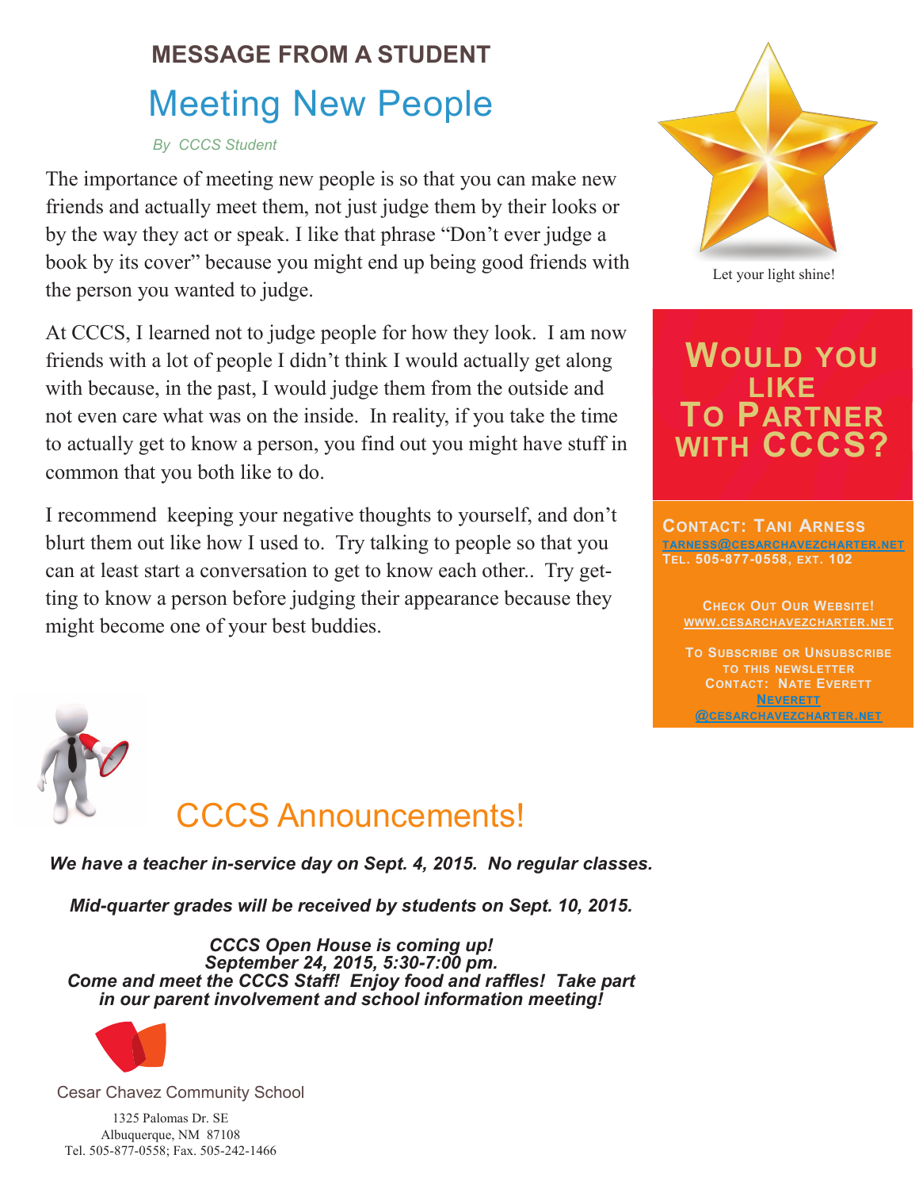## MESSAGE FROM A STUDENT

# Meeting New People

*By CCCS Student*

The importance of meeting new people is so that you can make new friends and actually meet them, not just judge them by their looks or by the way they act or speak. I like that phrase "Don't ever judge a book by its cover" because you might end up being good friends with the person you wanted to judge.

At CCCS, I learned not to judge people for how they look. I am now friends with a lot of people I didn't think I would actually get along with because, in the past, I would judge them from the outside and not even care what was on the inside. In reality, if you take the time to actually get to know a person, you find out you might have stuff in common that you both like to do.

I recommend keeping your negative thoughts to yourself, and don't blurt them out like how I used to. Try talking to people so that you can at least start a conversation to get to know each other.. Try getting to know a person before judging their appearance because they might become one of your best buddies.

Let your light shine!

## Would you like To Partner with CCCS?

**Contact: Tani Arness**
TARNESS@CESARCHAVEZCHARTER.NET
Tel. 505-877-0558, ext. 102

Check Out Our Website!
WWW.CESARCHAVEZCHARTER.NET

To Subscribe or Unsubscribe to this newsletter
Contact: Nate Everett
NEVERETT@CESARCHAVEZCHARTER.NET

# CCCS Announcements!

***We have a teacher in-service day on Sept. 4, 2015. No regular classes.***

***Mid-quarter grades will be received by students on Sept. 10, 2015.***

***CCCS Open House is coming up!***
***September 24, 2015, 5:30-7:00 pm.***
***Come and meet the CCCS Staff! Enjoy food and raffles! Take part in our parent involvement and school information meeting!***

Cesar Chavez Community School

1325 Palomas Dr. SE
Albuquerque, NM 87108
Tel. 505-877-0558; Fax. 505-242-1466